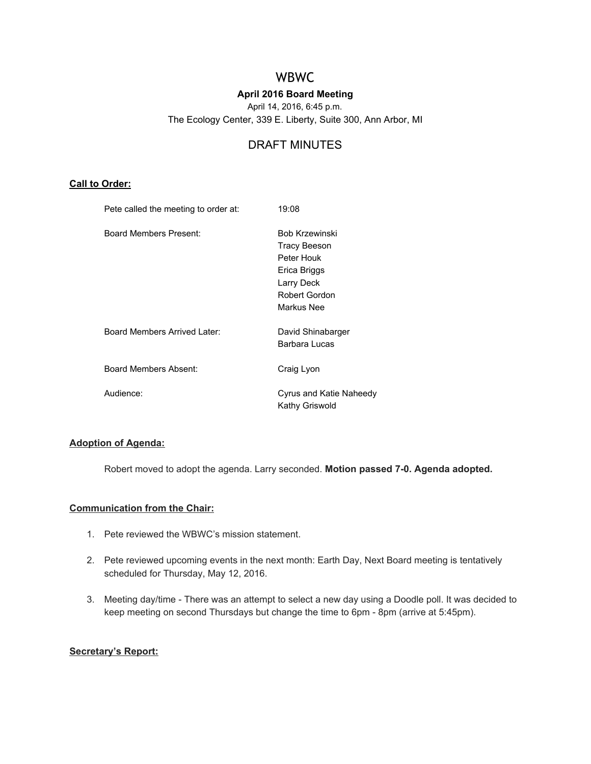# WBWC

## April 2016 Board Meeting

April 14, 2016, 6:45 p.m.

The Ecology Center, 339 E. Liberty, Suite 300, Ann Arbor, MI

## DRAFT MINUTES

**Call to Order:**

| | |
|---|---|
| Pete called the meeting to order at: | 19:08 |
| Board Members Present: | Bob Krzewinski<br>Tracy Beeson<br>Peter Houk<br>Erica Briggs<br>Larry Deck<br>Robert Gordon<br>Markus Nee |
| Board Members Arrived Later: | David Shinabarger<br>Barbara Lucas |
| Board Members Absent: | Craig Lyon |
| Audience: | Cyrus and Katie Naheedy<br>Kathy Griswold |

**Adoption of Agenda:**

Robert moved to adopt the agenda. Larry seconded. **Motion passed 7-0. Agenda adopted.**

**Communication from the Chair:**

1. Pete reviewed the WBWC's mission statement.
2. Pete reviewed upcoming events in the next month: Earth Day, Next Board meeting is tentatively scheduled for Thursday, May 12, 2016.
3. Meeting day/time - There was an attempt to select a new day using a Doodle poll. It was decided to keep meeting on second Thursdays but change the time to 6pm - 8pm (arrive at 5:45pm).

**Secretary's Report:**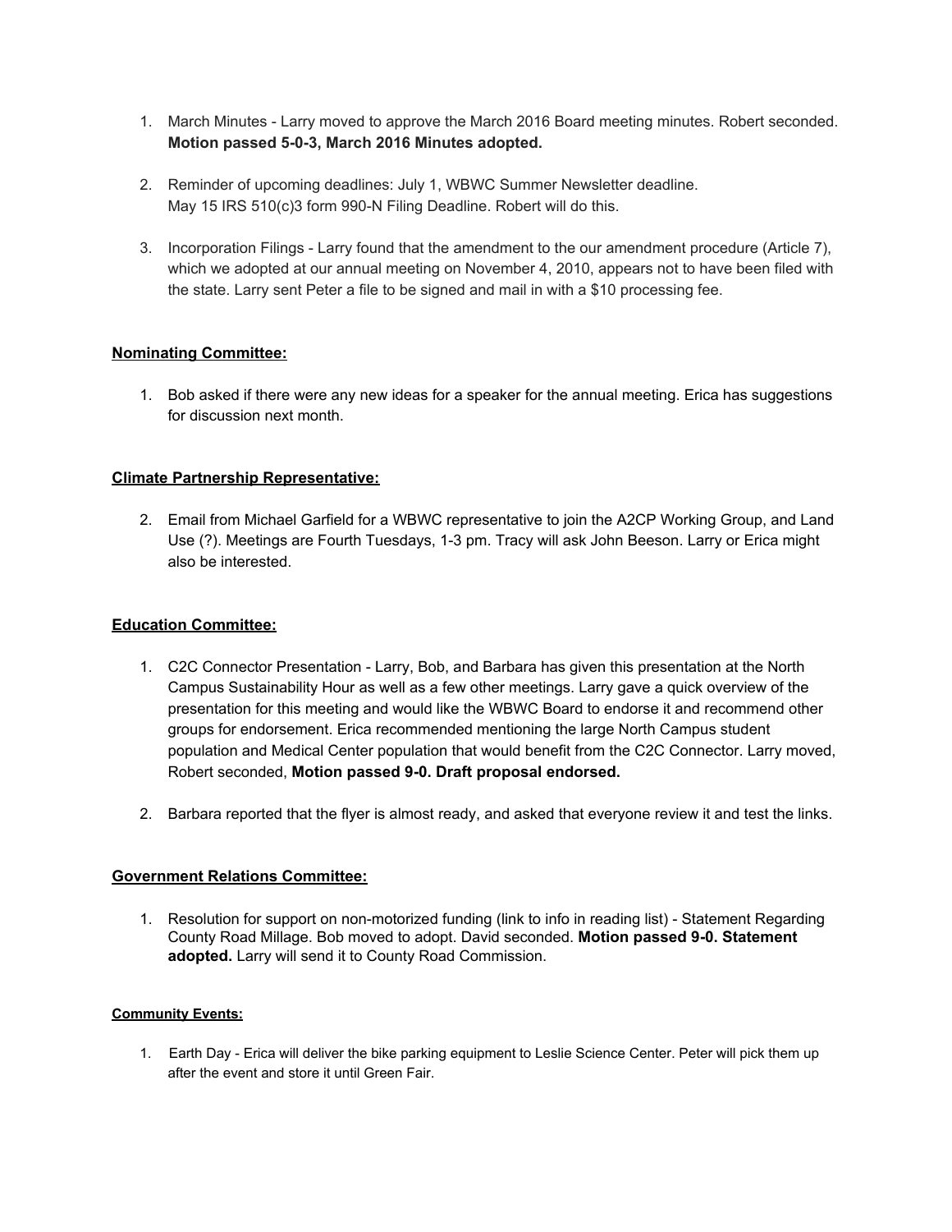1. March Minutes - Larry moved to approve the March 2016 Board meeting minutes. Robert seconded. **Motion passed 5-0-3, March 2016 Minutes adopted.**

2. Reminder of upcoming deadlines: July 1, WBWC Summer Newsletter deadline.
   May 15 IRS 510(c)3 form 990-N Filing Deadline. Robert will do this.

3. Incorporation Filings - Larry found that the amendment to the our amendment procedure (Article 7), which we adopted at our annual meeting on November 4, 2010, appears not to have been filed with the state. Larry sent Peter a file to be signed and mail in with a $10 processing fee.

**Nominating Committee:**

1. Bob asked if there were any new ideas for a speaker for the annual meeting. Erica has suggestions for discussion next month.

**Climate Partnership Representative:**

2. Email from Michael Garfield for a WBWC representative to join the A2CP Working Group, and Land Use (?). Meetings are Fourth Tuesdays, 1-3 pm. Tracy will ask John Beeson. Larry or Erica might also be interested.

**Education Committee:**

1. C2C Connector Presentation - Larry, Bob, and Barbara has given this presentation at the North Campus Sustainability Hour as well as a few other meetings. Larry gave a quick overview of the presentation for this meeting and would like the WBWC Board to endorse it and recommend other groups for endorsement. Erica recommended mentioning the large North Campus student population and Medical Center population that would benefit from the C2C Connector. Larry moved, Robert seconded, **Motion passed 9-0. Draft proposal endorsed.**

2. Barbara reported that the flyer is almost ready, and asked that everyone review it and test the links.

**Government Relations Committee:**

1. Resolution for support on non-motorized funding (link to info in reading list) - Statement Regarding County Road Millage. Bob moved to adopt. David seconded. **Motion passed 9-0. Statement adopted.** Larry will send it to County Road Commission.

**Community Events:**

1. Earth Day - Erica will deliver the bike parking equipment to Leslie Science Center. Peter will pick them up after the event and store it until Green Fair.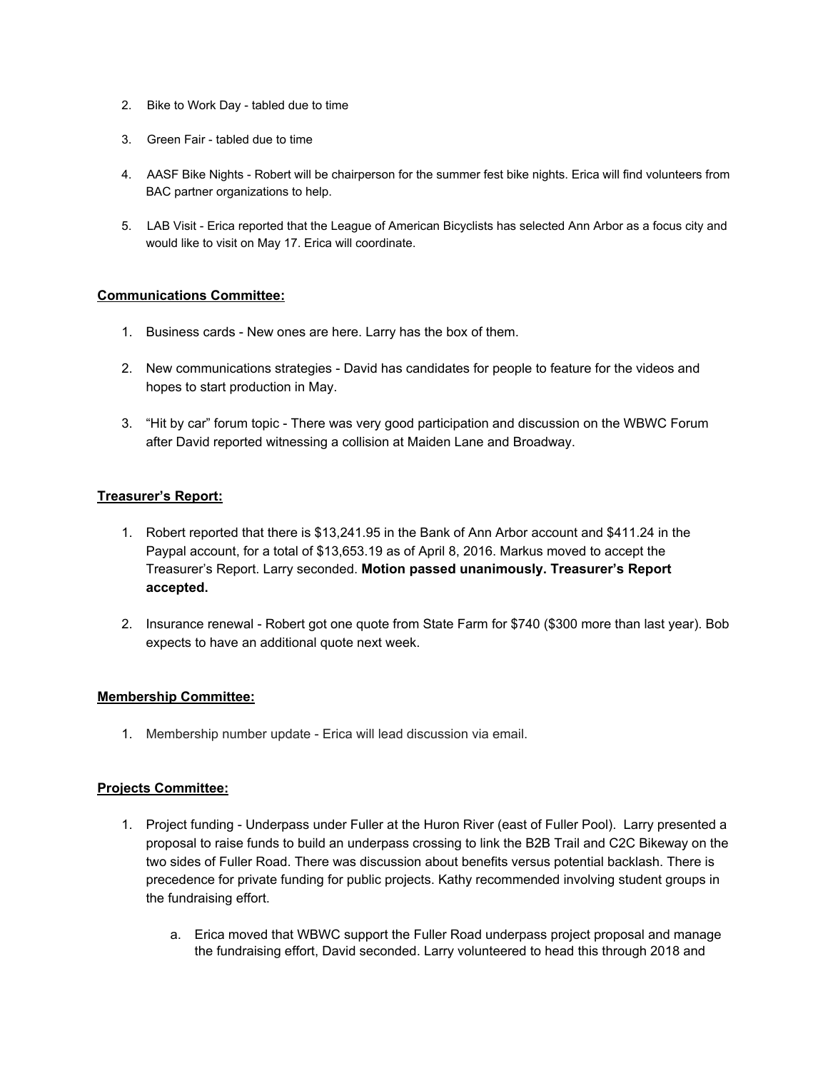2. Bike to Work Day - tabled due to time

3. Green Fair - tabled due to time

4. AASF Bike Nights - Robert will be chairperson for the summer fest bike nights. Erica will find volunteers from BAC partner organizations to help.

5. LAB Visit - Erica reported that the League of American Bicyclists has selected Ann Arbor as a focus city and would like to visit on May 17. Erica will coordinate.

**Communications Committee:**

1. Business cards - New ones are here. Larry has the box of them.

2. New communications strategies - David has candidates for people to feature for the videos and hopes to start production in May.

3. "Hit by car" forum topic - There was very good participation and discussion on the WBWC Forum after David reported witnessing a collision at Maiden Lane and Broadway.

**Treasurer's Report:**

1. Robert reported that there is $13,241.95 in the Bank of Ann Arbor account and $411.24 in the Paypal account, for a total of $13,653.19 as of April 8, 2016. Markus moved to accept the Treasurer's Report. Larry seconded. **Motion passed unanimously. Treasurer's Report accepted.**

2. Insurance renewal - Robert got one quote from State Farm for $740 ($300 more than last year). Bob expects to have an additional quote next week.

**Membership Committee:**

1. Membership number update - Erica will lead discussion via email.

**Projects Committee:**

1. Project funding - Underpass under Fuller at the Huron River (east of Fuller Pool). Larry presented a proposal to raise funds to build an underpass crossing to link the B2B Trail and C2C Bikeway on the two sides of Fuller Road. There was discussion about benefits versus potential backlash. There is precedence for private funding for public projects. Kathy recommended involving student groups in the fundraising effort.

    a. Erica moved that WBWC support the Fuller Road underpass project proposal and manage the fundraising effort, David seconded. Larry volunteered to head this through 2018 and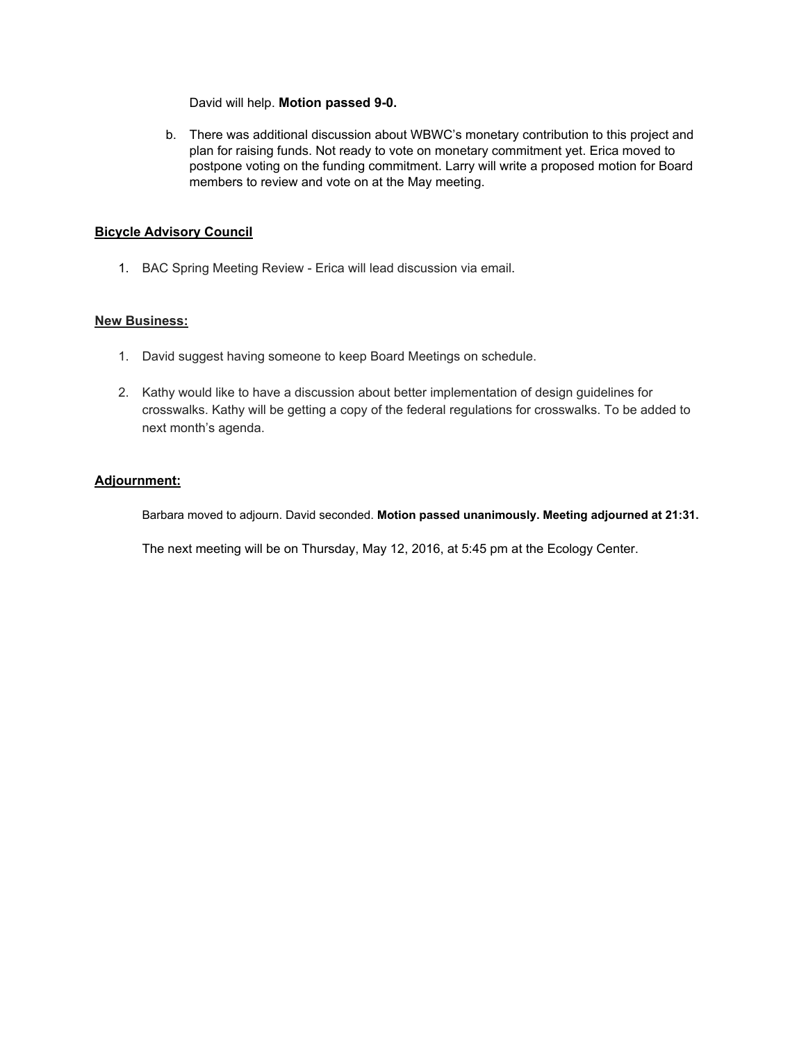David will help. **Motion passed 9-0.**

b. There was additional discussion about WBWC's monetary contribution to this project and plan for raising funds. Not ready to vote on monetary commitment yet. Erica moved to postpone voting on the funding commitment. Larry will write a proposed motion for Board members to review and vote on at the May meeting.

**Bicycle Advisory Council**

1. BAC Spring Meeting Review - Erica will lead discussion via email.

**New Business:**

1. David suggest having someone to keep Board Meetings on schedule.
2. Kathy would like to have a discussion about better implementation of design guidelines for crosswalks. Kathy will be getting a copy of the federal regulations for crosswalks. To be added to next month's agenda.

**Adjournment:**

Barbara moved to adjourn. David seconded. **Motion passed unanimously. Meeting adjourned at 21:31.**

The next meeting will be on Thursday, May 12, 2016, at 5:45 pm at the Ecology Center.